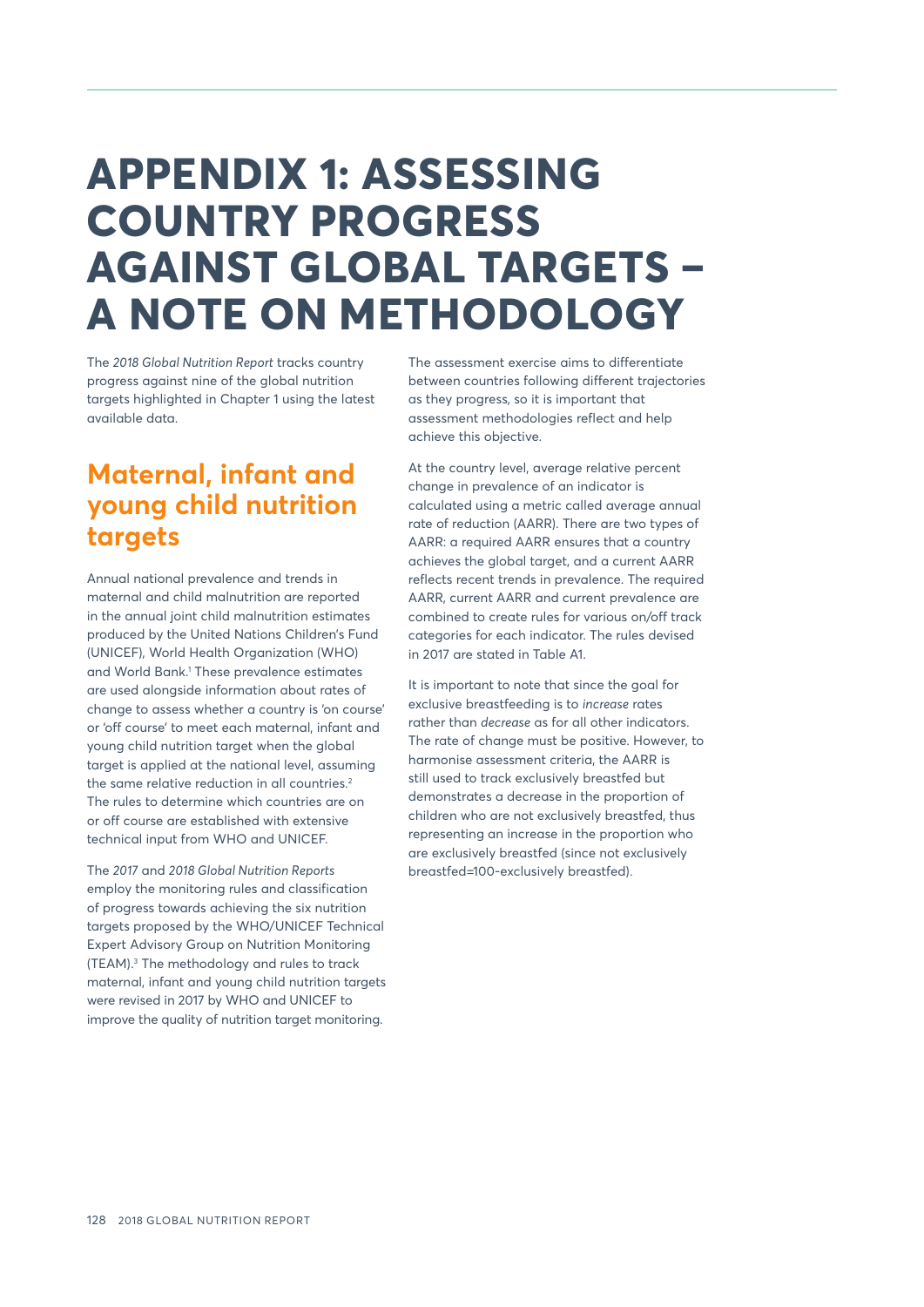# APPENDIX 1: ASSESSING COUNTRY PROGRESS AGAINST GLOBAL TARGETS – A NOTE ON METHODOLOGY

The *2018 Global Nutrition Report* tracks country progress against nine of the global nutrition targets highlighted in Chapter 1 using the latest available data.

## Maternal, infant and young child nutrition targets

Annual national prevalence and trends in maternal and child malnutrition are reported in the annual joint child malnutrition estimates produced by the United Nations Children's Fund (UNICEF), World Health Organization (WHO) and World Bank.[1] These prevalence estimates are used alongside information about rates of change to assess whether a country is 'on course' or 'off course' to meet each maternal, infant and young child nutrition target when the global target is applied at the national level, assuming the same relative reduction in all countries.[2] The rules to determine which countries are on or off course are established with extensive technical input from WHO and UNICEF.

The *2017* and *2018 Global Nutrition Reports* employ the monitoring rules and classification of progress towards achieving the six nutrition targets proposed by the WHO/UNICEF Technical Expert Advisory Group on Nutrition Monitoring (TEAM).[3] The methodology and rules to track maternal, infant and young child nutrition targets were revised in 2017 by WHO and UNICEF to improve the quality of nutrition target monitoring.

The assessment exercise aims to differentiate between countries following different trajectories as they progress, so it is important that assessment methodologies reflect and help achieve this objective.

At the country level, average relative percent change in prevalence of an indicator is calculated using a metric called average annual rate of reduction (AARR). There are two types of AARR: a required AARR ensures that a country achieves the global target, and a current AARR reflects recent trends in prevalence. The required AARR, current AARR and current prevalence are combined to create rules for various on/off track categories for each indicator. The rules devised in 2017 are stated in Table A1.

It is important to note that since the goal for exclusive breastfeeding is to *increase* rates rather than *decrease* as for all other indicators. The rate of change must be positive. However, to harmonise assessment criteria, the AARR is still used to track exclusively breastfed but demonstrates a decrease in the proportion of children who are not exclusively breastfed, thus representing an increase in the proportion who are exclusively breastfed (since not exclusively breastfed=100-exclusively breastfed).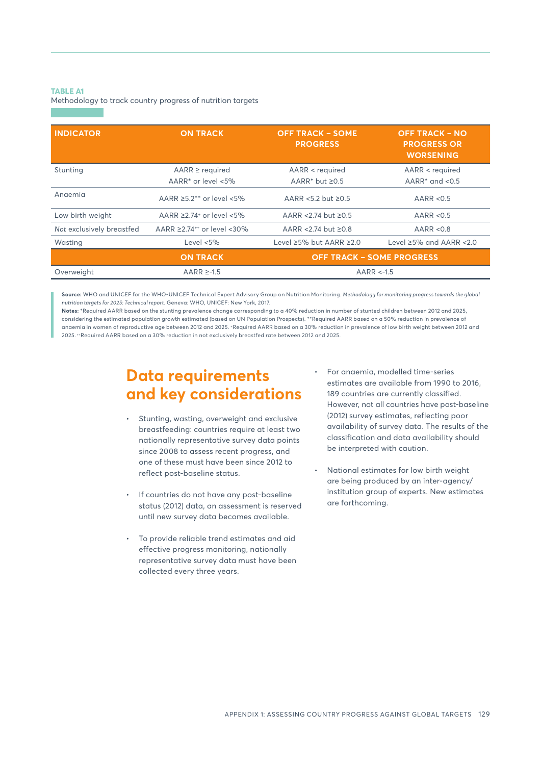**TABLE A1**

Methodology to track country progress of nutrition targets

| INDICATOR | ON TRACK | OFF TRACK – SOME PROGRESS | OFF TRACK – NO PROGRESS OR WORSENING |
|---|---|---|---|
| Stunting | AARR ≥ required AARR* or level <5% | AARR < required AARR* but ≥0.5 | AARR < required AARR* and <0.5 |
| Anaemia | AARR ≥5.2** or level <5% | AARR <5.2 but ≥0.5 | AARR <0.5 |
| Low birth weight | AARR ≥2.74+ or level <5% | AARR <2.74 but ≥0.5 | AARR <0.5 |
| *Not* exclusively breastfed | AARR ≥2.74++ or level <30% | AARR <2.74 but ≥0.8 | AARR <0.8 |
| Wasting | Level <5% | Level ≥5% but AARR ≥2.0 | Level ≥5% and AARR <2.0 |
| | **ON TRACK** | **OFF TRACK – SOME PROGRESS** | |
| Overweight | AARR ≥-1.5 | AARR <-1.5 | |

**Source:** WHO and UNICEF for the WHO-UNICEF Technical Expert Advisory Group on Nutrition Monitoring. *Methodology for monitoring progress towards the global nutrition targets for 2025: Technical report*. Geneva: WHO, UNICEF: New York, 2017.

**Notes:** *Required AARR based on the stunting prevalence change corresponding to a 40% reduction in number of stunted children between 2012 and 2025, considering the estimated population growth estimated (based on UN Population Prospects). **Required AARR based on a 50% reduction in prevalence of anaemia in women of reproductive age between 2012 and 2025. +Required AARR based on a 30% reduction in prevalence of low birth weight between 2012 and 2025. ++Required AARR based on a 30% reduction in not exclusively breastfed rate between 2012 and 2025.

## Data requirements and key considerations

- Stunting, wasting, overweight and exclusive breastfeeding: countries require at least two nationally representative survey data points since 2008 to assess recent progress, and one of these must have been since 2012 to reflect post-baseline status.
- If countries do not have any post-baseline status (2012) data, an assessment is reserved until new survey data becomes available.
- To provide reliable trend estimates and aid effective progress monitoring, nationally representative survey data must have been collected every three years.
- For anaemia, modelled time-series estimates are available from 1990 to 2016, 189 countries are currently classified. However, not all countries have post-baseline (2012) survey estimates, reflecting poor availability of survey data. The results of the classification and data availability should be interpreted with caution.
- National estimates for low birth weight are being produced by an inter-agency/institution group of experts. New estimates are forthcoming.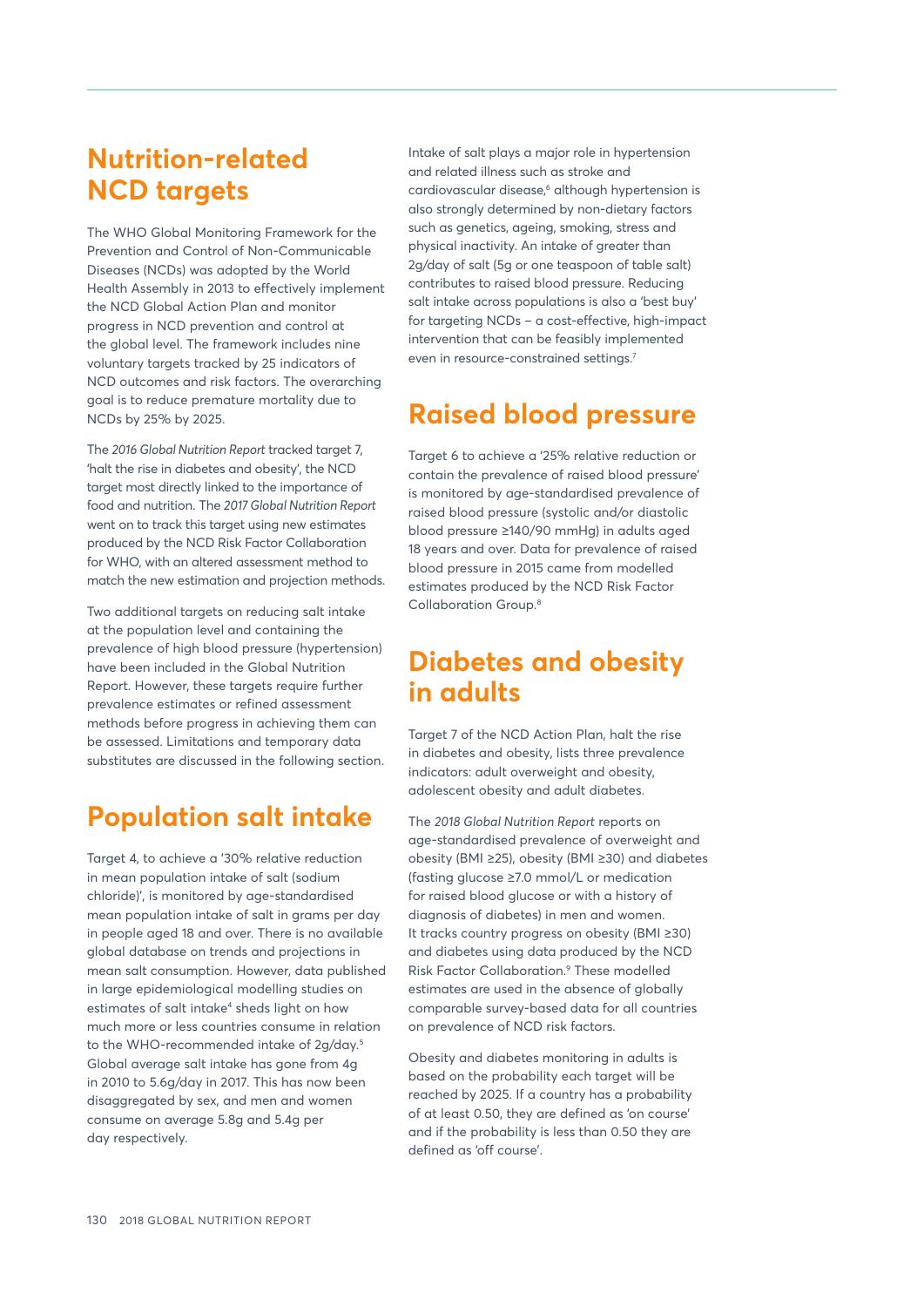## Nutrition-related NCD targets

The WHO Global Monitoring Framework for the Prevention and Control of Non-Communicable Diseases (NCDs) was adopted by the World Health Assembly in 2013 to effectively implement the NCD Global Action Plan and monitor progress in NCD prevention and control at the global level. The framework includes nine voluntary targets tracked by 25 indicators of NCD outcomes and risk factors. The overarching goal is to reduce premature mortality due to NCDs by 25% by 2025.

The *2016 Global Nutrition Report* tracked target 7, 'halt the rise in diabetes and obesity', the NCD target most directly linked to the importance of food and nutrition. The *2017 Global Nutrition Report* went on to track this target using new estimates produced by the NCD Risk Factor Collaboration for WHO, with an altered assessment method to match the new estimation and projection methods.

Two additional targets on reducing salt intake at the population level and containing the prevalence of high blood pressure (hypertension) have been included in the Global Nutrition Report. However, these targets require further prevalence estimates or refined assessment methods before progress in achieving them can be assessed. Limitations and temporary data substitutes are discussed in the following section.

## Population salt intake

Target 4, to achieve a '30% relative reduction in mean population intake of salt (sodium chloride)', is monitored by age-standardised mean population intake of salt in grams per day in people aged 18 and over. There is no available global database on trends and projections in mean salt consumption. However, data published in large epidemiological modelling studies on estimates of salt intake[4] sheds light on how much more or less countries consume in relation to the WHO-recommended intake of 2g/day.[5] Global average salt intake has gone from 4g in 2010 to 5.6g/day in 2017. This has now been disaggregated by sex, and men and women consume on average 5.8g and 5.4g per day respectively.

Intake of salt plays a major role in hypertension and related illness such as stroke and cardiovascular disease,[6] although hypertension is also strongly determined by non-dietary factors such as genetics, ageing, smoking, stress and physical inactivity. An intake of greater than 2g/day of salt (5g or one teaspoon of table salt) contributes to raised blood pressure. Reducing salt intake across populations is also a 'best buy' for targeting NCDs – a cost-effective, high-impact intervention that can be feasibly implemented even in resource-constrained settings.[7]

## Raised blood pressure

Target 6 to achieve a '25% relative reduction or contain the prevalence of raised blood pressure' is monitored by age-standardised prevalence of raised blood pressure (systolic and/or diastolic blood pressure ≥140/90 mmHg) in adults aged 18 years and over. Data for prevalence of raised blood pressure in 2015 came from modelled estimates produced by the NCD Risk Factor Collaboration Group.[8]

## Diabetes and obesity in adults

Target 7 of the NCD Action Plan, halt the rise in diabetes and obesity, lists three prevalence indicators: adult overweight and obesity, adolescent obesity and adult diabetes.

The *2018 Global Nutrition Report* reports on age-standardised prevalence of overweight and obesity (BMI ≥25), obesity (BMI ≥30) and diabetes (fasting glucose ≥7.0 mmol/L or medication for raised blood glucose or with a history of diagnosis of diabetes) in men and women. It tracks country progress on obesity (BMI ≥30) and diabetes using data produced by the NCD Risk Factor Collaboration.[9] These modelled estimates are used in the absence of globally comparable survey-based data for all countries on prevalence of NCD risk factors.

Obesity and diabetes monitoring in adults is based on the probability each target will be reached by 2025. If a country has a probability of at least 0.50, they are defined as 'on course' and if the probability is less than 0.50 they are defined as 'off course'.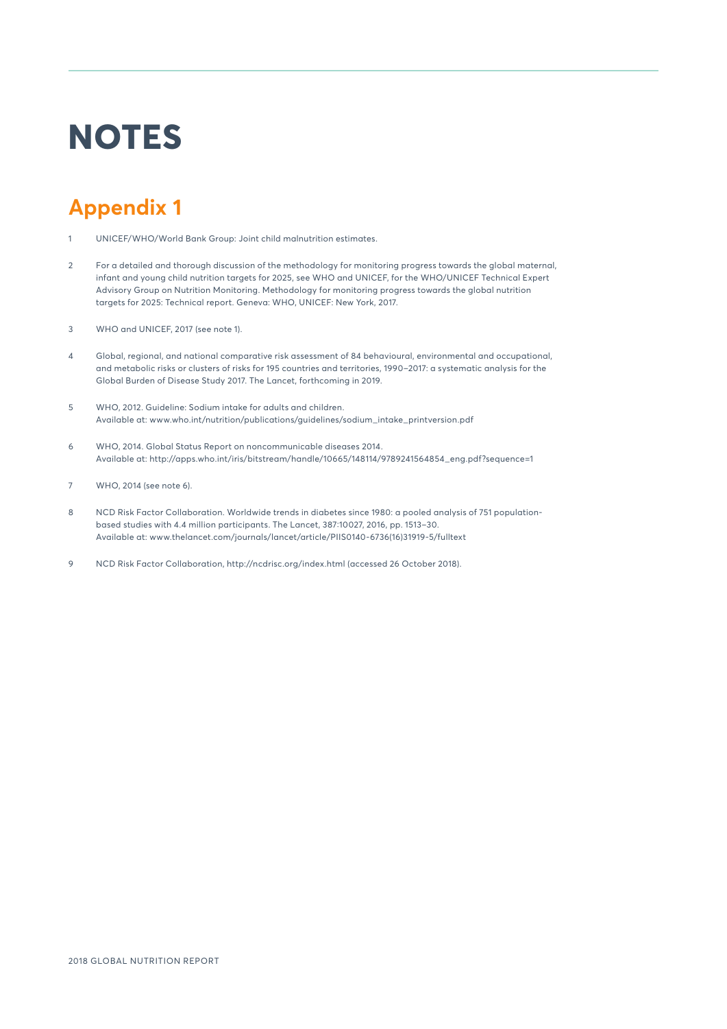# NOTES

## Appendix 1

1. UNICEF/WHO/World Bank Group: Joint child malnutrition estimates.

2. For a detailed and thorough discussion of the methodology for monitoring progress towards the global maternal, infant and young child nutrition targets for 2025, see WHO and UNICEF, for the WHO/UNICEF Technical Expert Advisory Group on Nutrition Monitoring. Methodology for monitoring progress towards the global nutrition targets for 2025: Technical report. Geneva: WHO, UNICEF: New York, 2017.

3. WHO and UNICEF, 2017 (see note 1).

4. Global, regional, and national comparative risk assessment of 84 behavioural, environmental and occupational, and metabolic risks or clusters of risks for 195 countries and territories, 1990–2017: a systematic analysis for the Global Burden of Disease Study 2017. The Lancet, forthcoming in 2019.

5. WHO, 2012. Guideline: Sodium intake for adults and children.
   Available at: www.who.int/nutrition/publications/guidelines/sodium_intake_printversion.pdf

6. WHO, 2014. Global Status Report on noncommunicable diseases 2014.
   Available at: http://apps.who.int/iris/bitstream/handle/10665/148114/9789241564854_eng.pdf?sequence=1

7. WHO, 2014 (see note 6).

8. NCD Risk Factor Collaboration. Worldwide trends in diabetes since 1980: a pooled analysis of 751 population-based studies with 4.4 million participants. The Lancet, 387:10027, 2016, pp. 1513–30.
   Available at: www.thelancet.com/journals/lancet/article/PIIS0140-6736(16)31919-5/fulltext

9. NCD Risk Factor Collaboration, http://ncdrisc.org/index.html (accessed 26 October 2018).